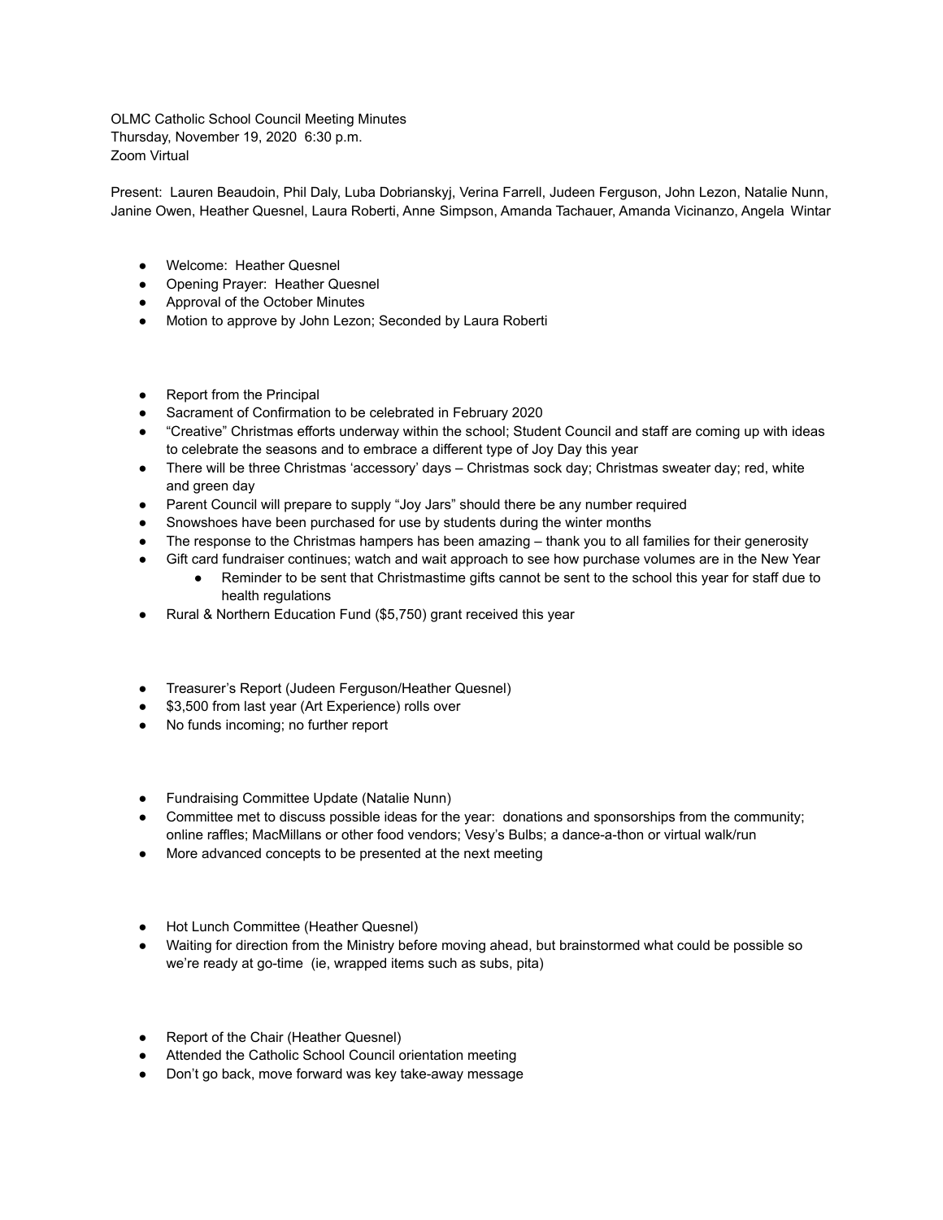OLMC Catholic School Council Meeting Minutes
Thursday, November 19, 2020 6:30 p.m.
Zoom Virtual

Present: Lauren Beaudoin, Phil Daly, Luba Dobrianskyj, Verina Farrell, Judeen Ferguson, John Lezon, Natalie Nunn, Janine Owen, Heather Quesnel, Laura Roberti, Anne Simpson, Amanda Tachauer, Amanda Vicinanzo, Angela Wintar

- Welcome: Heather Quesnel
- Opening Prayer: Heather Quesnel
- Approval of the October Minutes
- Motion to approve by John Lezon; Seconded by Laura Roberti

- Report from the Principal
- Sacrament of Confirmation to be celebrated in February 2020
- "Creative" Christmas efforts underway within the school; Student Council and staff are coming up with ideas to celebrate the seasons and to embrace a different type of Joy Day this year
- There will be three Christmas 'accessory' days – Christmas sock day; Christmas sweater day; red, white and green day
- Parent Council will prepare to supply "Joy Jars" should there be any number required
- Snowshoes have been purchased for use by students during the winter months
- The response to the Christmas hampers has been amazing – thank you to all families for their generosity
- Gift card fundraiser continues; watch and wait approach to see how purchase volumes are in the New Year
    - Reminder to be sent that Christmastime gifts cannot be sent to the school this year for staff due to health regulations
- Rural & Northern Education Fund ($5,750) grant received this year

- Treasurer's Report (Judeen Ferguson/Heather Quesnel)
- $3,500 from last year (Art Experience) rolls over
- No funds incoming; no further report

- Fundraising Committee Update (Natalie Nunn)
- Committee met to discuss possible ideas for the year: donations and sponsorships from the community; online raffles; MacMillans or other food vendors; Vesy's Bulbs; a dance-a-thon or virtual walk/run
- More advanced concepts to be presented at the next meeting

- Hot Lunch Committee (Heather Quesnel)
- Waiting for direction from the Ministry before moving ahead, but brainstormed what could be possible so we're ready at go-time (ie, wrapped items such as subs, pita)

- Report of the Chair (Heather Quesnel)
- Attended the Catholic School Council orientation meeting
- Don't go back, move forward was key take-away message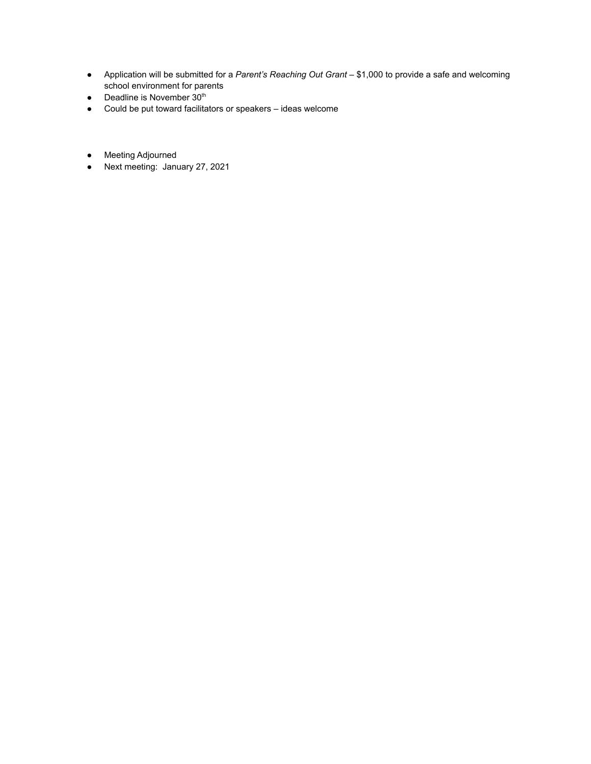- Application will be submitted for a *Parent's Reaching Out Grant* – $1,000 to provide a safe and welcoming school environment for parents
- Deadline is November 30th
- Could be put toward facilitators or speakers – ideas welcome

- Meeting Adjourned
- Next meeting: January 27, 2021